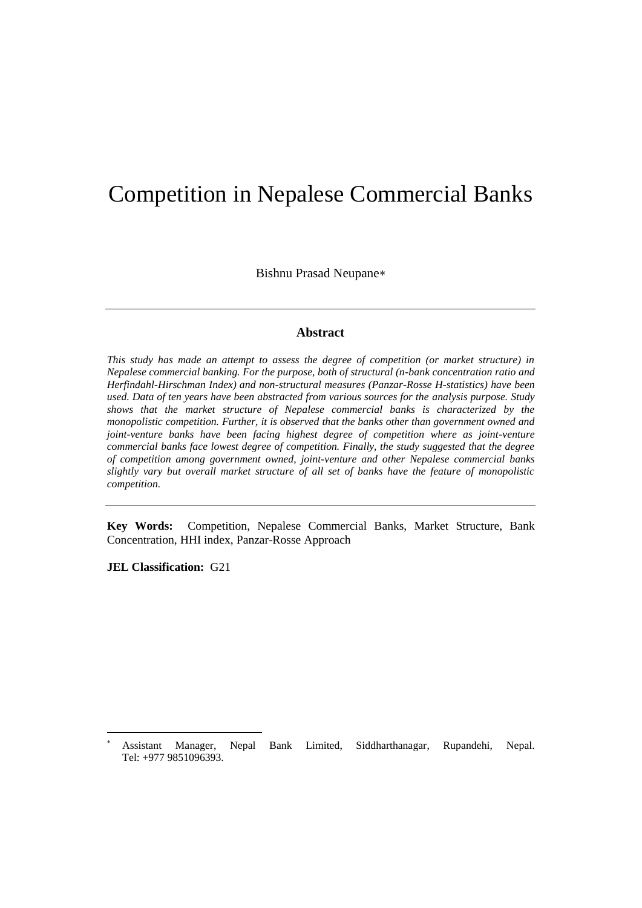# Competition in Nepalese Commercial Banks

Bishnu Prasad Neupane*

---

## Abstract

*This study has made an attempt to assess the degree of competition (or market structure) in Nepalese commercial banking. For the purpose, both of structural (n-bank concentration ratio and Herfindahl-Hirschman Index) and non-structural measures (Panzar-Rosse H-statistics) have been used. Data of ten years have been abstracted from various sources for the analysis purpose. Study shows that the market structure of Nepalese commercial banks is characterized by the monopolistic competition. Further, it is observed that the banks other than government owned and joint-venture banks have been facing highest degree of competition where as joint-venture commercial banks face lowest degree of competition. Finally, the study suggested that the degree of competition among government owned, joint-venture and other Nepalese commercial banks slightly vary but overall market structure of all set of banks have the feature of monopolistic competition.*

---

**Key Words:** Competition, Nepalese Commercial Banks, Market Structure, Bank Concentration, HHI index, Panzar-Rosse Approach

**JEL Classification:** G21

---

* Assistant Manager, Nepal Bank Limited, Siddharthanagar, Rupandehi, Nepal. Tel: +977 9851096393.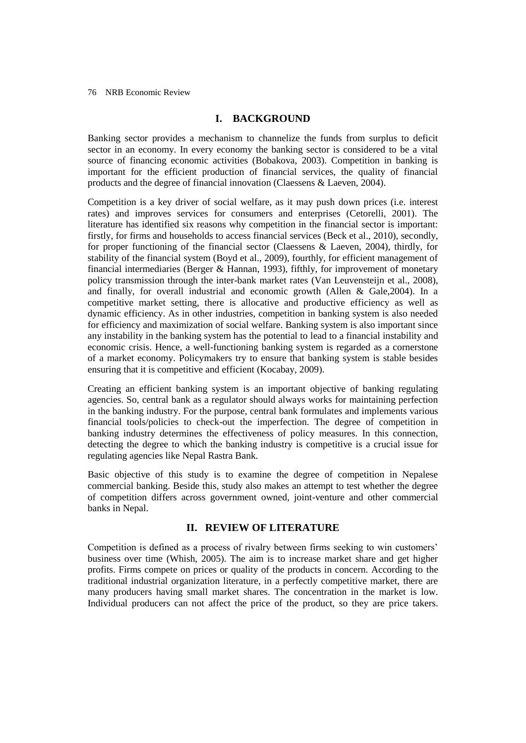## I. BACKGROUND

Banking sector provides a mechanism to channelize the funds from surplus to deficit sector in an economy. In every economy the banking sector is considered to be a vital source of financing economic activities (Bobakova, 2003). Competition in banking is important for the efficient production of financial services, the quality of financial products and the degree of financial innovation (Claessens & Laeven, 2004).

Competition is a key driver of social welfare, as it may push down prices (i.e. interest rates) and improves services for consumers and enterprises (Cetorelli, 2001). The literature has identified six reasons why competition in the financial sector is important: firstly, for firms and households to access financial services (Beck et al., 2010), secondly, for proper functioning of the financial sector (Claessens & Laeven, 2004), thirdly, for stability of the financial system (Boyd et al., 2009), fourthly, for efficient management of financial intermediaries (Berger & Hannan, 1993), fifthly, for improvement of monetary policy transmission through the inter-bank market rates (Van Leuvensteijn et al., 2008), and finally, for overall industrial and economic growth (Allen & Gale,2004). In a competitive market setting, there is allocative and productive efficiency as well as dynamic efficiency. As in other industries, competition in banking system is also needed for efficiency and maximization of social welfare. Banking system is also important since any instability in the banking system has the potential to lead to a financial instability and economic crisis. Hence, a well-functioning banking system is regarded as a cornerstone of a market economy. Policymakers try to ensure that banking system is stable besides ensuring that it is competitive and efficient (Kocabay, 2009).

Creating an efficient banking system is an important objective of banking regulating agencies. So, central bank as a regulator should always works for maintaining perfection in the banking industry. For the purpose, central bank formulates and implements various financial tools/policies to check-out the imperfection. The degree of competition in banking industry determines the effectiveness of policy measures. In this connection, detecting the degree to which the banking industry is competitive is a crucial issue for regulating agencies like Nepal Rastra Bank.

Basic objective of this study is to examine the degree of competition in Nepalese commercial banking. Beside this, study also makes an attempt to test whether the degree of competition differs across government owned, joint-venture and other commercial banks in Nepal.

## II. REVIEW OF LITERATURE

Competition is defined as a process of rivalry between firms seeking to win customers' business over time (Whish, 2005). The aim is to increase market share and get higher profits. Firms compete on prices or quality of the products in concern. According to the traditional industrial organization literature, in a perfectly competitive market, there are many producers having small market shares. The concentration in the market is low. Individual producers can not affect the price of the product, so they are price takers.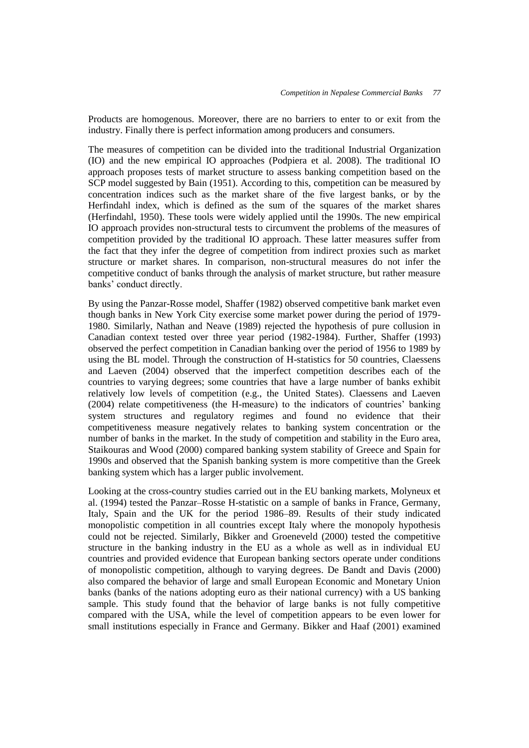Products are homogenous. Moreover, there are no barriers to enter to or exit from the industry. Finally there is perfect information among producers and consumers.

The measures of competition can be divided into the traditional Industrial Organization (IO) and the new empirical IO approaches (Podpiera et al. 2008). The traditional IO approach proposes tests of market structure to assess banking competition based on the SCP model suggested by Bain (1951). According to this, competition can be measured by concentration indices such as the market share of the five largest banks, or by the Herfindahl index, which is defined as the sum of the squares of the market shares (Herfindahl, 1950). These tools were widely applied until the 1990s. The new empirical IO approach provides non-structural tests to circumvent the problems of the measures of competition provided by the traditional IO approach. These latter measures suffer from the fact that they infer the degree of competition from indirect proxies such as market structure or market shares. In comparison, non-structural measures do not infer the competitive conduct of banks through the analysis of market structure, but rather measure banks' conduct directly.

By using the Panzar-Rosse model, Shaffer (1982) observed competitive bank market even though banks in New York City exercise some market power during the period of 1979-1980. Similarly, Nathan and Neave (1989) rejected the hypothesis of pure collusion in Canadian context tested over three year period (1982-1984). Further, Shaffer (1993) observed the perfect competition in Canadian banking over the period of 1956 to 1989 by using the BL model. Through the construction of H-statistics for 50 countries, Claessens and Laeven (2004) observed that the imperfect competition describes each of the countries to varying degrees; some countries that have a large number of banks exhibit relatively low levels of competition (e.g., the United States). Claessens and Laeven (2004) relate competitiveness (the H-measure) to the indicators of countries' banking system structures and regulatory regimes and found no evidence that their competitiveness measure negatively relates to banking system concentration or the number of banks in the market. In the study of competition and stability in the Euro area, Staikouras and Wood (2000) compared banking system stability of Greece and Spain for 1990s and observed that the Spanish banking system is more competitive than the Greek banking system which has a larger public involvement.

Looking at the cross-country studies carried out in the EU banking markets, Molyneux et al. (1994) tested the Panzar–Rosse H-statistic on a sample of banks in France, Germany, Italy, Spain and the UK for the period 1986–89. Results of their study indicated monopolistic competition in all countries except Italy where the monopoly hypothesis could not be rejected. Similarly, Bikker and Groeneveld (2000) tested the competitive structure in the banking industry in the EU as a whole as well as in individual EU countries and provided evidence that European banking sectors operate under conditions of monopolistic competition, although to varying degrees. De Bandt and Davis (2000) also compared the behavior of large and small European Economic and Monetary Union banks (banks of the nations adopting euro as their national currency) with a US banking sample. This study found that the behavior of large banks is not fully competitive compared with the USA, while the level of competition appears to be even lower for small institutions especially in France and Germany. Bikker and Haaf (2001) examined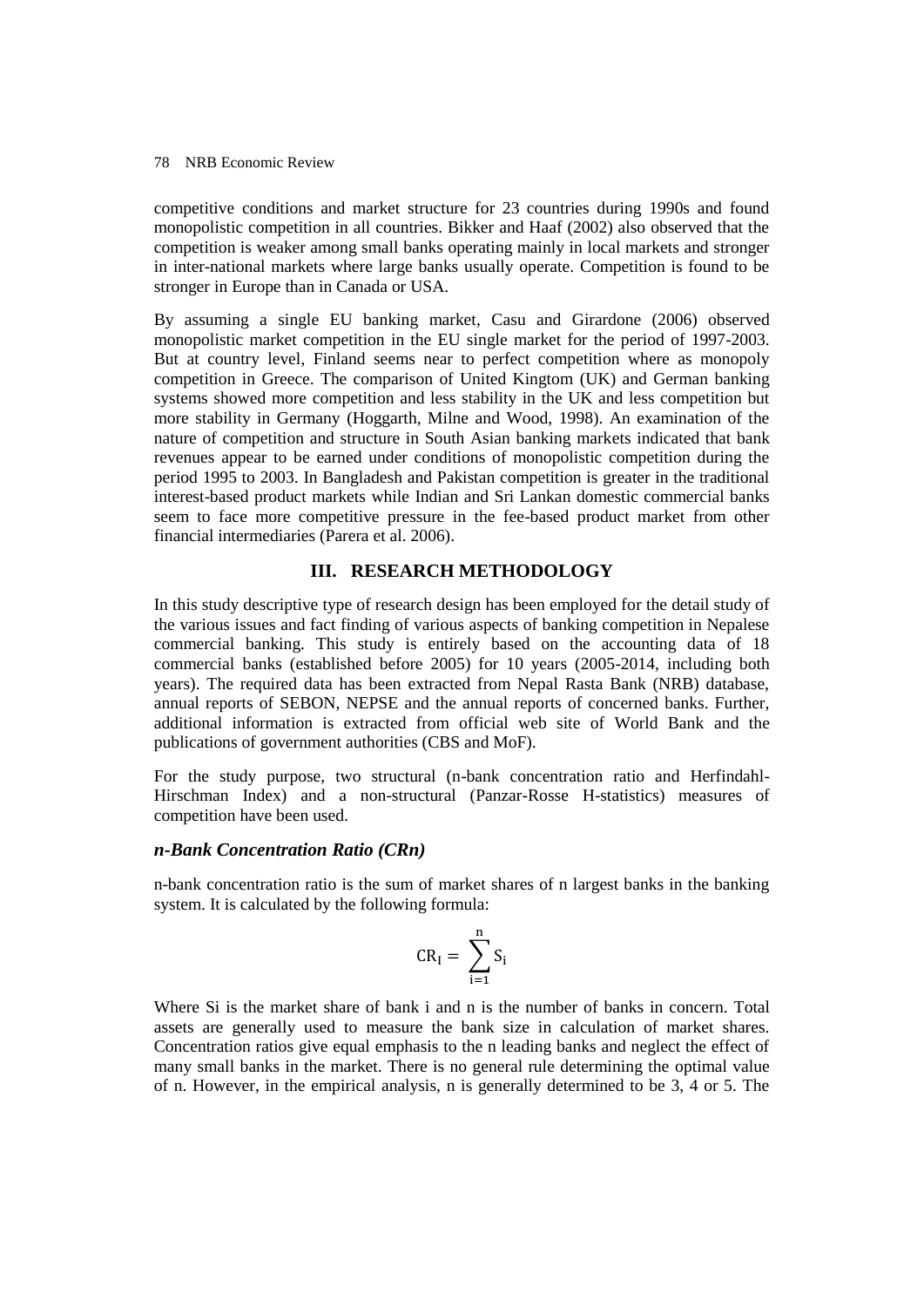competitive conditions and market structure for 23 countries during 1990s and found monopolistic competition in all countries. Bikker and Haaf (2002) also observed that the competition is weaker among small banks operating mainly in local markets and stronger in inter-national markets where large banks usually operate. Competition is found to be stronger in Europe than in Canada or USA.

By assuming a single EU banking market, Casu and Girardone (2006) observed monopolistic market competition in the EU single market for the period of 1997-2003. But at country level, Finland seems near to perfect competition where as monopoly competition in Greece. The comparison of United Kingtom (UK) and German banking systems showed more competition and less stability in the UK and less competition but more stability in Germany (Hoggarth, Milne and Wood, 1998). An examination of the nature of competition and structure in South Asian banking markets indicated that bank revenues appear to be earned under conditions of monopolistic competition during the period 1995 to 2003. In Bangladesh and Pakistan competition is greater in the traditional interest-based product markets while Indian and Sri Lankan domestic commercial banks seem to face more competitive pressure in the fee-based product market from other financial intermediaries (Parera et al. 2006).

## III. RESEARCH METHODOLOGY

In this study descriptive type of research design has been employed for the detail study of the various issues and fact finding of various aspects of banking competition in Nepalese commercial banking. This study is entirely based on the accounting data of 18 commercial banks (established before 2005) for 10 years (2005-2014, including both years). The required data has been extracted from Nepal Rasta Bank (NRB) database, annual reports of SEBON, NEPSE and the annual reports of concerned banks. Further, additional information is extracted from official web site of World Bank and the publications of government authorities (CBS and MoF).

For the study purpose, two structural (n-bank concentration ratio and Herfindahl-Hirschman Index) and a non-structural (Panzar-Rosse H-statistics) measures of competition have been used.

### *n-Bank Concentration Ratio (CRn)*

n-bank concentration ratio is the sum of market shares of n largest banks in the banking system. It is calculated by the following formula:

$$\mathrm{CR_I} = \sum_{i=1}^{n} \mathrm{S_i}$$

Where Si is the market share of bank i and n is the number of banks in concern. Total assets are generally used to measure the bank size in calculation of market shares. Concentration ratios give equal emphasis to the n leading banks and neglect the effect of many small banks in the market. There is no general rule determining the optimal value of n. However, in the empirical analysis, n is generally determined to be 3, 4 or 5. The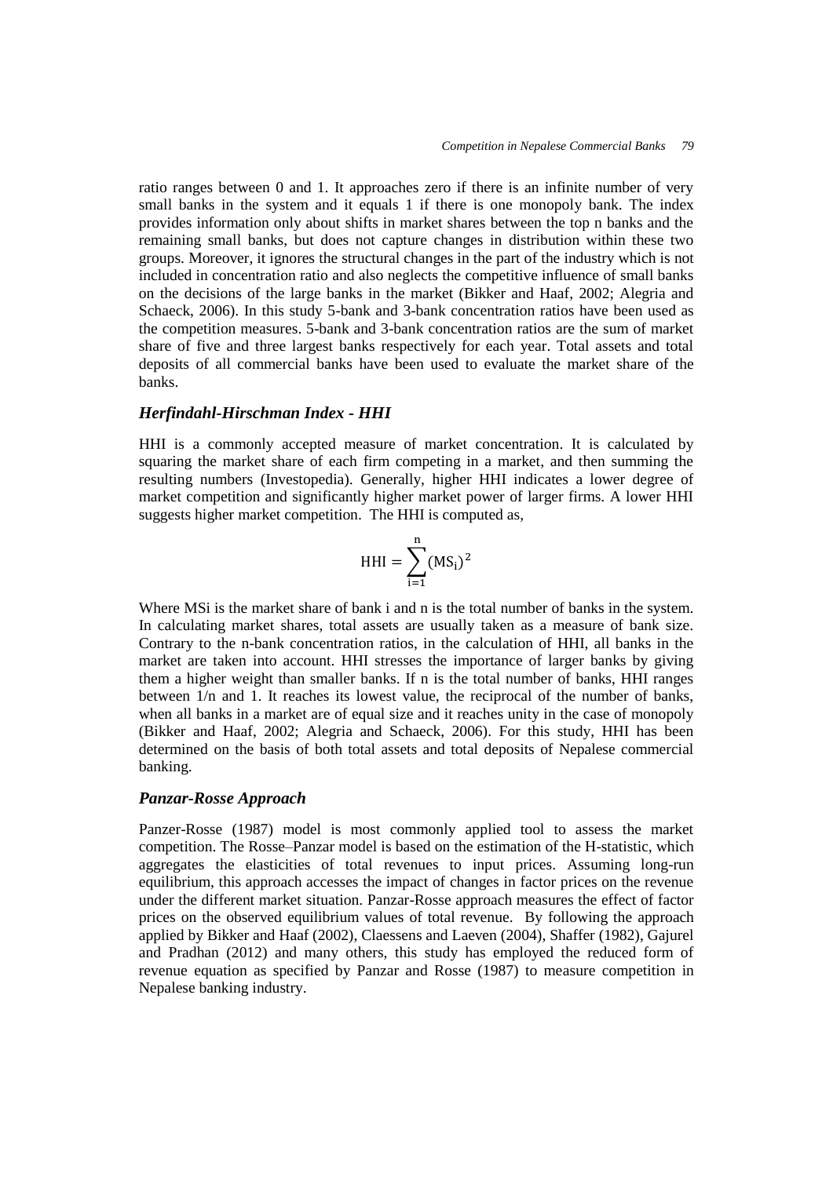ratio ranges between 0 and 1. It approaches zero if there is an infinite number of very small banks in the system and it equals 1 if there is one monopoly bank. The index provides information only about shifts in market shares between the top n banks and the remaining small banks, but does not capture changes in distribution within these two groups. Moreover, it ignores the structural changes in the part of the industry which is not included in concentration ratio and also neglects the competitive influence of small banks on the decisions of the large banks in the market (Bikker and Haaf, 2002; Alegria and Schaeck, 2006). In this study 5-bank and 3-bank concentration ratios have been used as the competition measures. 5-bank and 3-bank concentration ratios are the sum of market share of five and three largest banks respectively for each year. Total assets and total deposits of all commercial banks have been used to evaluate the market share of the banks.

### *Herfindahl-Hirschman Index - HHI*

HHI is a commonly accepted measure of market concentration. It is calculated by squaring the market share of each firm competing in a market, and then summing the resulting numbers (Investopedia). Generally, higher HHI indicates a lower degree of market competition and significantly higher market power of larger firms. A lower HHI suggests higher market competition. The HHI is computed as,

$$\mathrm{HHI} = \sum_{\mathrm{i}=1}^{\mathrm{n}} (\mathrm{MS_i})^2$$

Where MSi is the market share of bank i and n is the total number of banks in the system. In calculating market shares, total assets are usually taken as a measure of bank size. Contrary to the n-bank concentration ratios, in the calculation of HHI, all banks in the market are taken into account. HHI stresses the importance of larger banks by giving them a higher weight than smaller banks. If n is the total number of banks, HHI ranges between 1/n and 1. It reaches its lowest value, the reciprocal of the number of banks, when all banks in a market are of equal size and it reaches unity in the case of monopoly (Bikker and Haaf, 2002; Alegria and Schaeck, 2006). For this study, HHI has been determined on the basis of both total assets and total deposits of Nepalese commercial banking.

### *Panzar-Rosse Approach*

Panzer-Rosse (1987) model is most commonly applied tool to assess the market competition. The Rosse–Panzar model is based on the estimation of the H-statistic, which aggregates the elasticities of total revenues to input prices. Assuming long-run equilibrium, this approach accesses the impact of changes in factor prices on the revenue under the different market situation. Panzar-Rosse approach measures the effect of factor prices on the observed equilibrium values of total revenue. By following the approach applied by Bikker and Haaf (2002), Claessens and Laeven (2004), Shaffer (1982), Gajurel and Pradhan (2012) and many others, this study has employed the reduced form of revenue equation as specified by Panzar and Rosse (1987) to measure competition in Nepalese banking industry.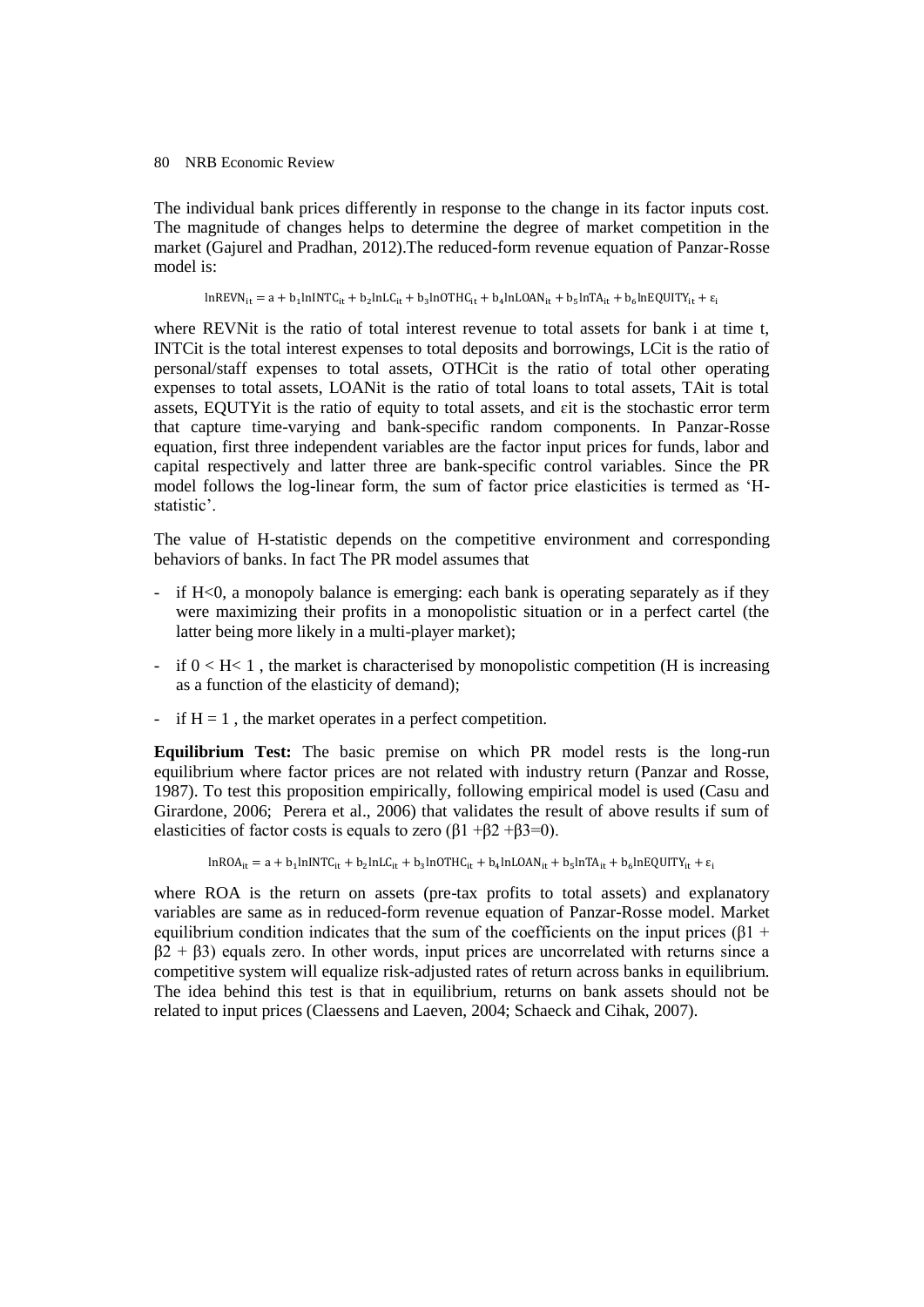The individual bank prices differently in response to the change in its factor inputs cost. The magnitude of changes helps to determine the degree of market competition in the market (Gajurel and Pradhan, 2012).The reduced-form revenue equation of Panzar-Rosse model is:

$$\ln REVN_{it} = a + b_1 \ln INTC_{it} + b_2 \ln LC_{it} + b_3 \ln OTHC_{it} + b_4 \ln LOAN_{it} + b_5 \ln TA_{it} + b_6 \ln EQUITY_{it} + \varepsilon_i$$

where $REVN_{it}$ is the ratio of total interest revenue to total assets for bank i at time t, $INTC_{it}$ is the total interest expenses to total deposits and borrowings, $LC_{it}$ is the ratio of personal/staff expenses to total assets, $OTHC_{it}$ is the ratio of total other operating expenses to total assets, $LOAN_{it}$ is the ratio of total loans to total assets, $TA_{it}$ is total assets, $EQUTY_{it}$ is the ratio of equity to total assets, and $\varepsilon_{it}$ is the stochastic error term that capture time-varying and bank-specific random components. In Panzar-Rosse equation, first three independent variables are the factor input prices for funds, labor and capital respectively and latter three are bank-specific control variables. Since the PR model follows the log-linear form, the sum of factor price elasticities is termed as 'H-statistic'.

The value of H-statistic depends on the competitive environment and corresponding behaviors of banks. In fact The PR model assumes that

- if $H<0$, a monopoly balance is emerging: each bank is operating separately as if they were maximizing their profits in a monopolistic situation or in a perfect cartel (the latter being more likely in a multi-player market);
- if $0 < H < 1$ , the market is characterised by monopolistic competition (H is increasing as a function of the elasticity of demand);
- if $H = 1$ , the market operates in a perfect competition.

**Equilibrium Test:** The basic premise on which PR model rests is the long-run equilibrium where factor prices are not related with industry return (Panzar and Rosse, 1987). To test this proposition empirically, following empirical model is used (Casu and Girardone, 2006; Perera et al., 2006) that validates the result of above results if sum of elasticities of factor costs is equals to zero ($\beta 1 + \beta 2 + \beta 3 = 0$).

$$\ln ROA_{it} = a + b_1 \ln INTC_{it} + b_2 \ln LC_{it} + b_3 \ln OTHC_{it} + b_4 \ln LOAN_{it} + b_5 \ln TA_{it} + b_6 \ln EQUITY_{it} + \varepsilon_i$$

where ROA is the return on assets (pre-tax profits to total assets) and explanatory variables are same as in reduced-form revenue equation of Panzar-Rosse model. Market equilibrium condition indicates that the sum of the coefficients on the input prices ($\beta 1 + \beta 2 + \beta 3$) equals zero. In other words, input prices are uncorrelated with returns since a competitive system will equalize risk-adjusted rates of return across banks in equilibrium. The idea behind this test is that in equilibrium, returns on bank assets should not be related to input prices (Claessens and Laeven, 2004; Schaeck and Cihak, 2007).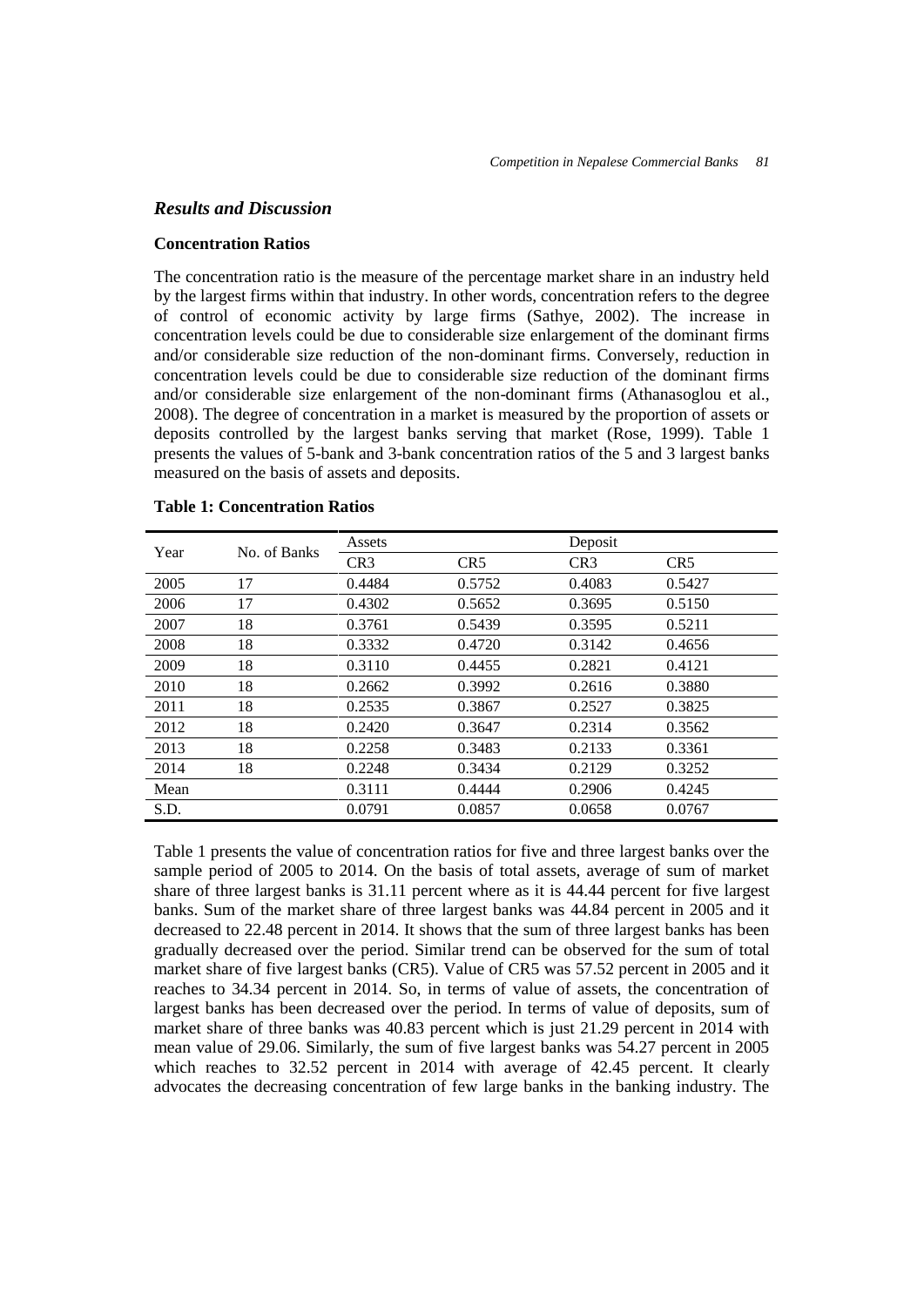## *Results and Discussion*

### Concentration Ratios

The concentration ratio is the measure of the percentage market share in an industry held by the largest firms within that industry. In other words, concentration refers to the degree of control of economic activity by large firms (Sathye, 2002). The increase in concentration levels could be due to considerable size enlargement of the dominant firms and/or considerable size reduction of the non-dominant firms. Conversely, reduction in concentration levels could be due to considerable size reduction of the dominant firms and/or considerable size enlargement of the non-dominant firms (Athanasoglou et al., 2008). The degree of concentration in a market is measured by the proportion of assets or deposits controlled by the largest banks serving that market (Rose, 1999). Table 1 presents the values of 5-bank and 3-bank concentration ratios of the 5 and 3 largest banks measured on the basis of assets and deposits.

**Table 1: Concentration Ratios**

| Year | No. of Banks | Assets | | Deposit | |
|---|---|---|---|---|---|
| | | CR3 | CR5 | CR3 | CR5 |
| 2005 | 17 | 0.4484 | 0.5752 | 0.4083 | 0.5427 |
| 2006 | 17 | 0.4302 | 0.5652 | 0.3695 | 0.5150 |
| 2007 | 18 | 0.3761 | 0.5439 | 0.3595 | 0.5211 |
| 2008 | 18 | 0.3332 | 0.4720 | 0.3142 | 0.4656 |
| 2009 | 18 | 0.3110 | 0.4455 | 0.2821 | 0.4121 |
| 2010 | 18 | 0.2662 | 0.3992 | 0.2616 | 0.3880 |
| 2011 | 18 | 0.2535 | 0.3867 | 0.2527 | 0.3825 |
| 2012 | 18 | 0.2420 | 0.3647 | 0.2314 | 0.3562 |
| 2013 | 18 | 0.2258 | 0.3483 | 0.2133 | 0.3361 |
| 2014 | 18 | 0.2248 | 0.3434 | 0.2129 | 0.3252 |
| Mean | | 0.3111 | 0.4444 | 0.2906 | 0.4245 |
| S.D. | | 0.0791 | 0.0857 | 0.0658 | 0.0767 |

Table 1 presents the value of concentration ratios for five and three largest banks over the sample period of 2005 to 2014. On the basis of total assets, average of sum of market share of three largest banks is 31.11 percent where as it is 44.44 percent for five largest banks. Sum of the market share of three largest banks was 44.84 percent in 2005 and it decreased to 22.48 percent in 2014. It shows that the sum of three largest banks has been gradually decreased over the period. Similar trend can be observed for the sum of total market share of five largest banks (CR5). Value of CR5 was 57.52 percent in 2005 and it reaches to 34.34 percent in 2014. So, in terms of value of assets, the concentration of largest banks has been decreased over the period. In terms of value of deposits, sum of market share of three banks was 40.83 percent which is just 21.29 percent in 2014 with mean value of 29.06. Similarly, the sum of five largest banks was 54.27 percent in 2005 which reaches to 32.52 percent in 2014 with average of 42.45 percent. It clearly advocates the decreasing concentration of few large banks in the banking industry. The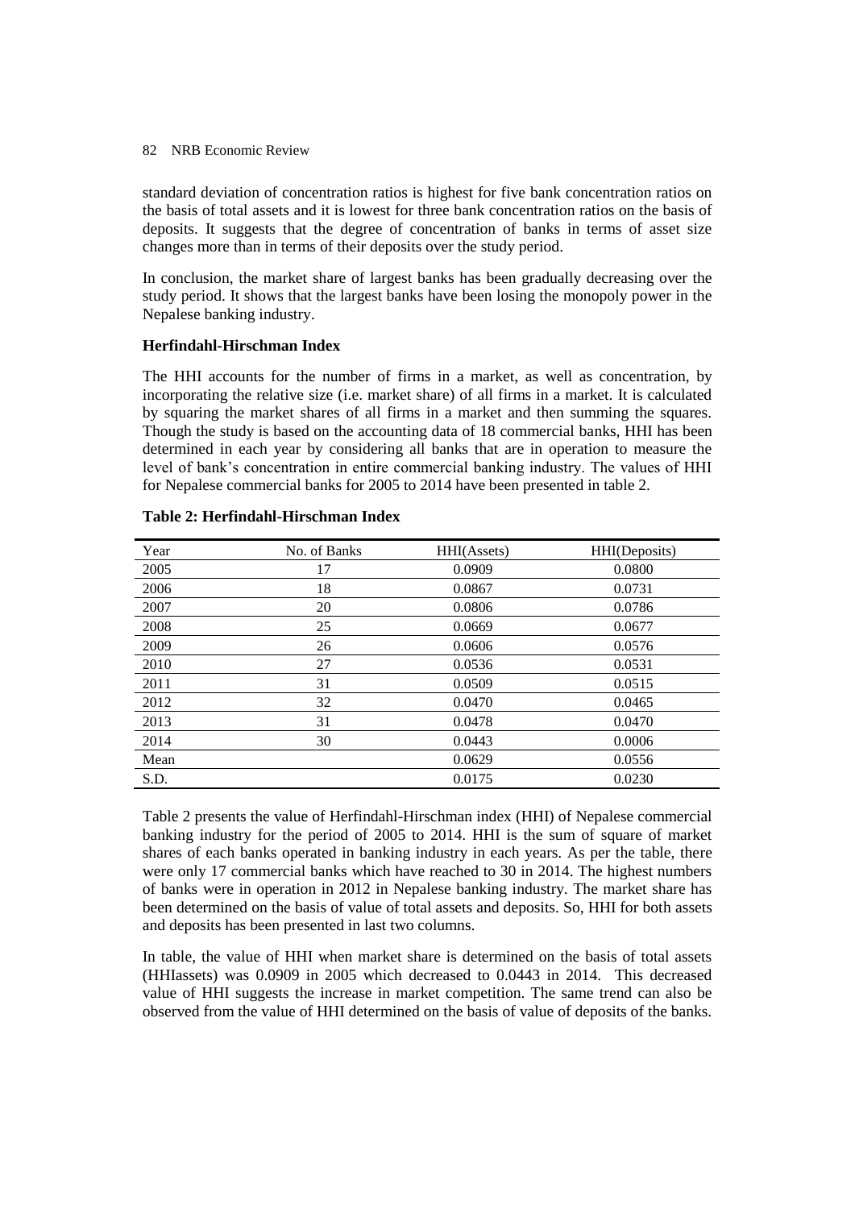standard deviation of concentration ratios is highest for five bank concentration ratios on the basis of total assets and it is lowest for three bank concentration ratios on the basis of deposits. It suggests that the degree of concentration of banks in terms of asset size changes more than in terms of their deposits over the study period.

In conclusion, the market share of largest banks has been gradually decreasing over the study period. It shows that the largest banks have been losing the monopoly power in the Nepalese banking industry.

**Herfindahl-Hirschman Index**

The HHI accounts for the number of firms in a market, as well as concentration, by incorporating the relative size (i.e. market share) of all firms in a market. It is calculated by squaring the market shares of all firms in a market and then summing the squares. Though the study is based on the accounting data of 18 commercial banks, HHI has been determined in each year by considering all banks that are in operation to measure the level of bank's concentration in entire commercial banking industry. The values of HHI for Nepalese commercial banks for 2005 to 2014 have been presented in table 2.

**Table 2: Herfindahl-Hirschman Index**

| Year | No. of Banks | HHI(Assets) | HHI(Deposits) |
|---|---|---|---|
| 2005 | 17 | 0.0909 | 0.0800 |
| 2006 | 18 | 0.0867 | 0.0731 |
| 2007 | 20 | 0.0806 | 0.0786 |
| 2008 | 25 | 0.0669 | 0.0677 |
| 2009 | 26 | 0.0606 | 0.0576 |
| 2010 | 27 | 0.0536 | 0.0531 |
| 2011 | 31 | 0.0509 | 0.0515 |
| 2012 | 32 | 0.0470 | 0.0465 |
| 2013 | 31 | 0.0478 | 0.0470 |
| 2014 | 30 | 0.0443 | 0.0006 |
| Mean | | 0.0629 | 0.0556 |
| S.D. | | 0.0175 | 0.0230 |

Table 2 presents the value of Herfindahl-Hirschman index (HHI) of Nepalese commercial banking industry for the period of 2005 to 2014. HHI is the sum of square of market shares of each banks operated in banking industry in each years. As per the table, there were only 17 commercial banks which have reached to 30 in 2014. The highest numbers of banks were in operation in 2012 in Nepalese banking industry. The market share has been determined on the basis of value of total assets and deposits. So, HHI for both assets and deposits has been presented in last two columns.

In table, the value of HHI when market share is determined on the basis of total assets (HHIassets) was 0.0909 in 2005 which decreased to 0.0443 in 2014. This decreased value of HHI suggests the increase in market competition. The same trend can also be observed from the value of HHI determined on the basis of value of deposits of the banks.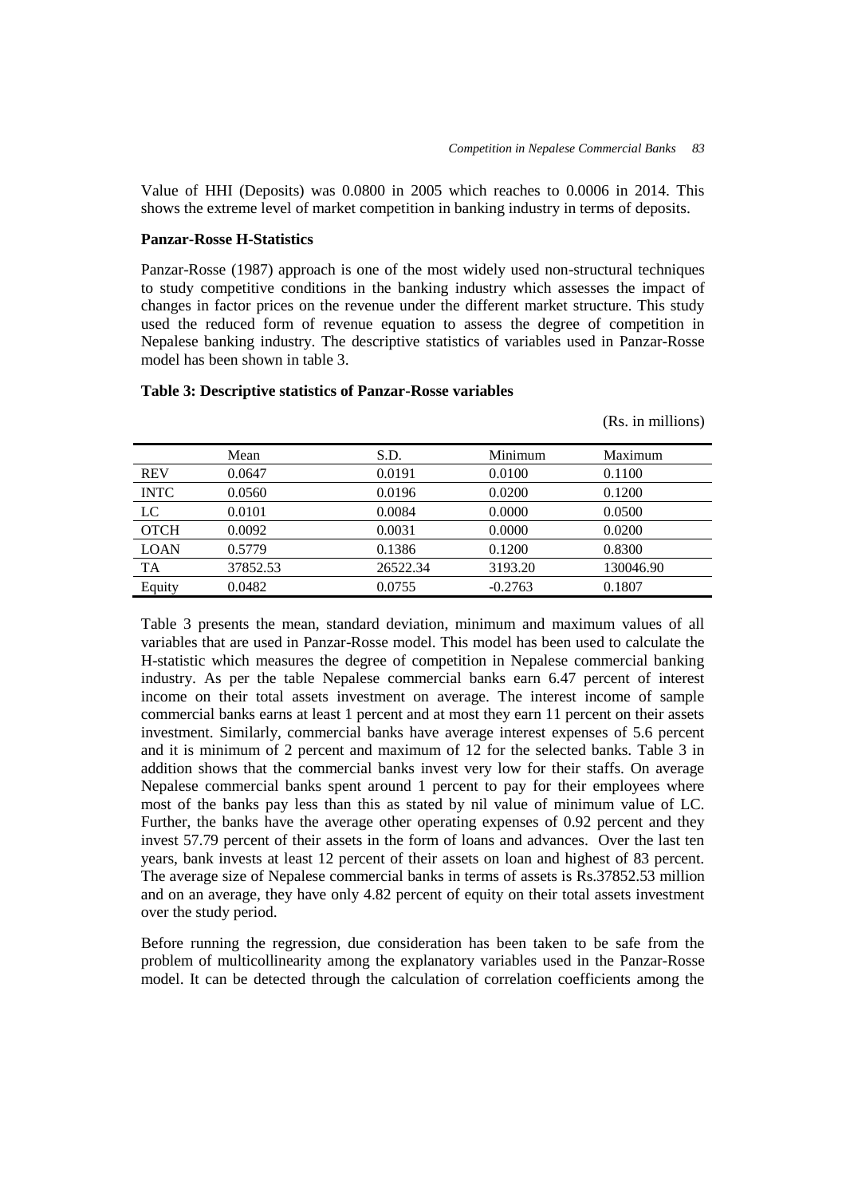Value of HHI (Deposits) was 0.0800 in 2005 which reaches to 0.0006 in 2014. This shows the extreme level of market competition in banking industry in terms of deposits.

**Panzar-Rosse H-Statistics**

Panzar-Rosse (1987) approach is one of the most widely used non-structural techniques to study competitive conditions in the banking industry which assesses the impact of changes in factor prices on the revenue under the different market structure. This study used the reduced form of revenue equation to assess the degree of competition in Nepalese banking industry. The descriptive statistics of variables used in Panzar-Rosse model has been shown in table 3.

**Table 3: Descriptive statistics of Panzar-Rosse variables**

(Rs. in millions)

| | Mean | S.D. | Minimum | Maximum |
|---|---|---|---|---|
| REV | 0.0647 | 0.0191 | 0.0100 | 0.1100 |
| INTC | 0.0560 | 0.0196 | 0.0200 | 0.1200 |
| LC | 0.0101 | 0.0084 | 0.0000 | 0.0500 |
| OTCH | 0.0092 | 0.0031 | 0.0000 | 0.0200 |
| LOAN | 0.5779 | 0.1386 | 0.1200 | 0.8300 |
| TA | 37852.53 | 26522.34 | 3193.20 | 130046.90 |
| Equity | 0.0482 | 0.0755 | -0.2763 | 0.1807 |

Table 3 presents the mean, standard deviation, minimum and maximum values of all variables that are used in Panzar-Rosse model. This model has been used to calculate the H-statistic which measures the degree of competition in Nepalese commercial banking industry. As per the table Nepalese commercial banks earn 6.47 percent of interest income on their total assets investment on average. The interest income of sample commercial banks earns at least 1 percent and at most they earn 11 percent on their assets investment. Similarly, commercial banks have average interest expenses of 5.6 percent and it is minimum of 2 percent and maximum of 12 for the selected banks. Table 3 in addition shows that the commercial banks invest very low for their staffs. On average Nepalese commercial banks spent around 1 percent to pay for their employees where most of the banks pay less than this as stated by nil value of minimum value of LC. Further, the banks have the average other operating expenses of 0.92 percent and they invest 57.79 percent of their assets in the form of loans and advances. Over the last ten years, bank invests at least 12 percent of their assets on loan and highest of 83 percent. The average size of Nepalese commercial banks in terms of assets is Rs.37852.53 million and on an average, they have only 4.82 percent of equity on their total assets investment over the study period.

Before running the regression, due consideration has been taken to be safe from the problem of multicollinearity among the explanatory variables used in the Panzar-Rosse model. It can be detected through the calculation of correlation coefficients among the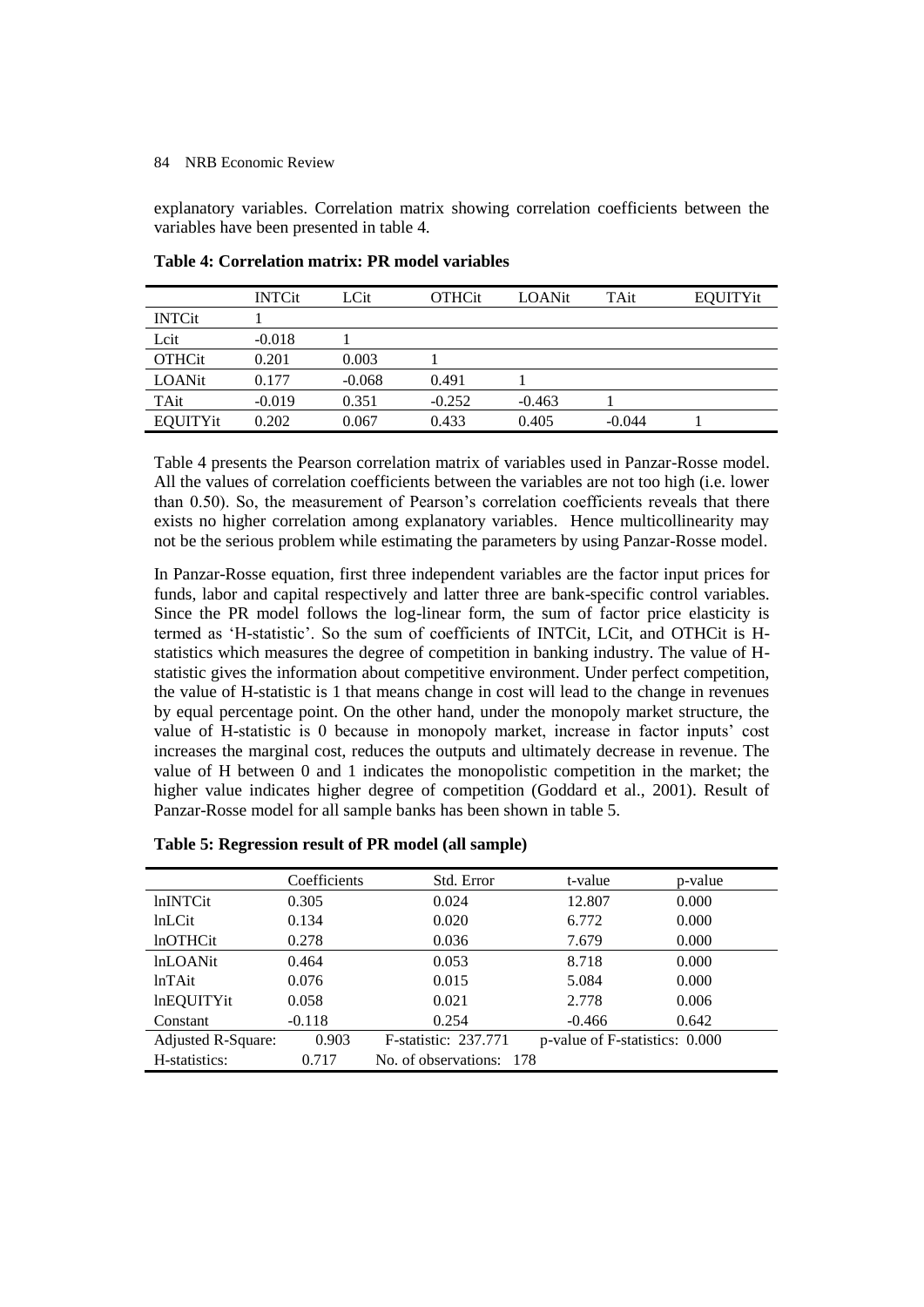explanatory variables. Correlation matrix showing correlation coefficients between the variables have been presented in table 4.

**Table 4: Correlation matrix: PR model variables**

| | INTCit | LCit | OTHCit | LOANit | TAit | EQUITYit |
|---|---|---|---|---|---|---|
| INTCit | 1 | | | | | |
| Lcit | -0.018 | 1 | | | | |
| OTHCit | 0.201 | 0.003 | 1 | | | |
| LOANit | 0.177 | -0.068 | 0.491 | 1 | | |
| TAit | -0.019 | 0.351 | -0.252 | -0.463 | 1 | |
| EQUITYit | 0.202 | 0.067 | 0.433 | 0.405 | -0.044 | 1 |

Table 4 presents the Pearson correlation matrix of variables used in Panzar-Rosse model. All the values of correlation coefficients between the variables are not too high (i.e. lower than 0.50). So, the measurement of Pearson's correlation coefficients reveals that there exists no higher correlation among explanatory variables. Hence multicollinearity may not be the serious problem while estimating the parameters by using Panzar-Rosse model.

In Panzar-Rosse equation, first three independent variables are the factor input prices for funds, labor and capital respectively and latter three are bank-specific control variables. Since the PR model follows the log-linear form, the sum of factor price elasticity is termed as 'H-statistic'. So the sum of coefficients of INTCit, LCit, and OTHCit is H-statistics which measures the degree of competition in banking industry. The value of H-statistic gives the information about competitive environment. Under perfect competition, the value of H-statistic is 1 that means change in cost will lead to the change in revenues by equal percentage point. On the other hand, under the monopoly market structure, the value of H-statistic is 0 because in monopoly market, increase in factor inputs' cost increases the marginal cost, reduces the outputs and ultimately decrease in revenue. The value of H between 0 and 1 indicates the monopolistic competition in the market; the higher value indicates higher degree of competition (Goddard et al., 2001). Result of Panzar-Rosse model for all sample banks has been shown in table 5.

**Table 5: Regression result of PR model (all sample)**

| | Coefficients | Std. Error | t-value | p-value |
|---|---|---|---|---|
| lnINTCit | 0.305 | 0.024 | 12.807 | 0.000 |
| lnLCit | 0.134 | 0.020 | 6.772 | 0.000 |
| lnOTHCit | 0.278 | 0.036 | 7.679 | 0.000 |
| lnLOANit | 0.464 | 0.053 | 8.718 | 0.000 |
| lnTAit | 0.076 | 0.015 | 5.084 | 0.000 |
| lnEQUITYit | 0.058 | 0.021 | 2.778 | 0.006 |
| Constant | -0.118 | 0.254 | -0.466 | 0.642 |
| Adjusted R-Square: | 0.903 | F-statistic: 237.771 | p-value of F-statistics: 0.000 | |
| H-statistics: | 0.717 | No. of observations: 178 | | |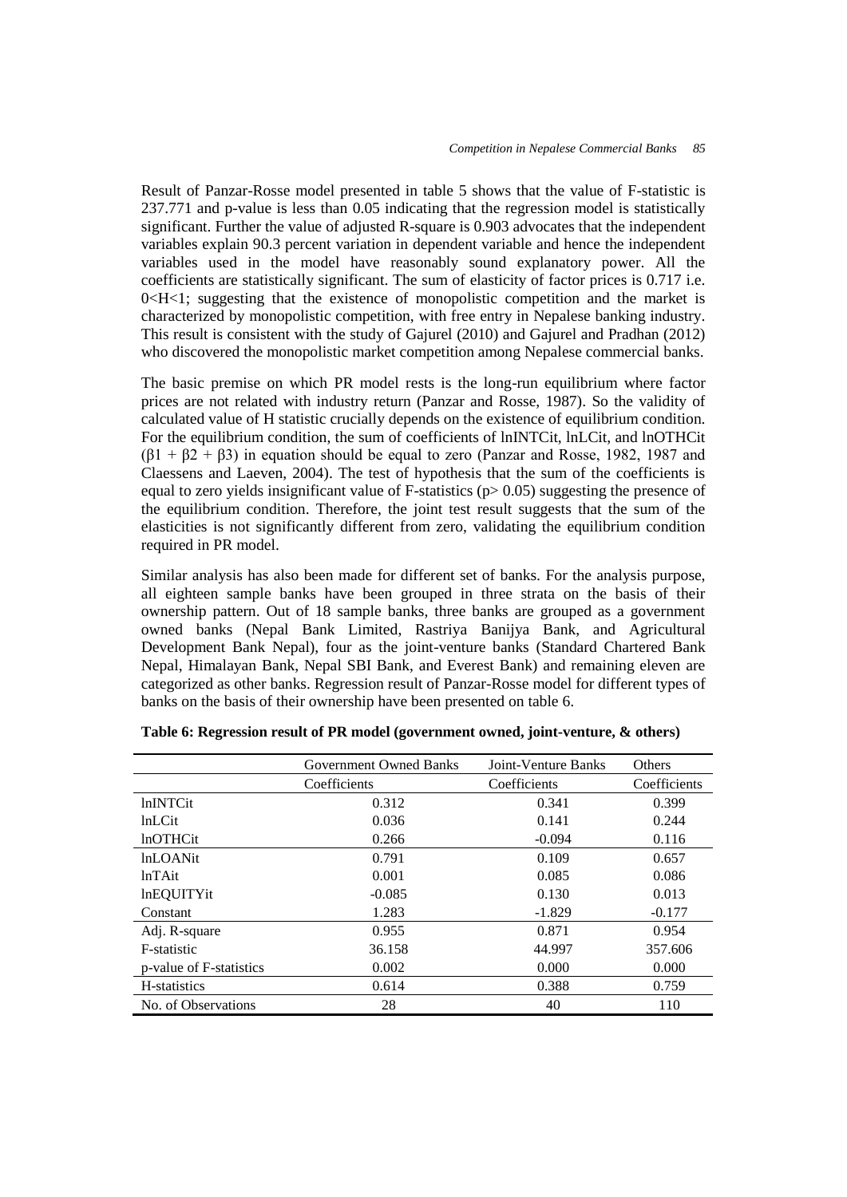Result of Panzar-Rosse model presented in table 5 shows that the value of F-statistic is 237.771 and p-value is less than 0.05 indicating that the regression model is statistically significant. Further the value of adjusted R-square is 0.903 advocates that the independent variables explain 90.3 percent variation in dependent variable and hence the independent variables used in the model have reasonably sound explanatory power. All the coefficients are statistically significant. The sum of elasticity of factor prices is 0.717 i.e. $0<H<1$; suggesting that the existence of monopolistic competition and the market is characterized by monopolistic competition, with free entry in Nepalese banking industry. This result is consistent with the study of Gajurel (2010) and Gajurel and Pradhan (2012) who discovered the monopolistic market competition among Nepalese commercial banks.

The basic premise on which PR model rests is the long-run equilibrium where factor prices are not related with industry return (Panzar and Rosse, 1987). So the validity of calculated value of H statistic crucially depends on the existence of equilibrium condition. For the equilibrium condition, the sum of coefficients of $lnINTC_{it}$, $lnLC_{it}$, and $lnOTHC_{it}$ ($\beta 1 + \beta 2 + \beta 3$) in equation should be equal to zero (Panzar and Rosse, 1982, 1987 and Claessens and Laeven, 2004). The test of hypothesis that the sum of the coefficients is equal to zero yields insignificant value of F-statistics ($p > 0.05$) suggesting the presence of the equilibrium condition. Therefore, the joint test result suggests that the sum of the elasticities is not significantly different from zero, validating the equilibrium condition required in PR model.

Similar analysis has also been made for different set of banks. For the analysis purpose, all eighteen sample banks have been grouped in three strata on the basis of their ownership pattern. Out of 18 sample banks, three banks are grouped as a government owned banks (Nepal Bank Limited, Rastriya Banijya Bank, and Agricultural Development Bank Nepal), four as the joint-venture banks (Standard Chartered Bank Nepal, Himalayan Bank, Nepal SBI Bank, and Everest Bank) and remaining eleven are categorized as other banks. Regression result of Panzar-Rosse model for different types of banks on the basis of their ownership have been presented on table 6.

**Table 6: Regression result of PR model (government owned, joint-venture, & others)**

| | Government Owned Banks | Joint-Venture Banks | Others |
|---|---|---|---|
| | Coefficients | Coefficients | Coefficients |
| lnINTCit | 0.312 | 0.341 | 0.399 |
| lnLCit | 0.036 | 0.141 | 0.244 |
| lnOTHCit | 0.266 | -0.094 | 0.116 |
| lnLOANit | 0.791 | 0.109 | 0.657 |
| lnTAit | 0.001 | 0.085 | 0.086 |
| lnEQUITYit | -0.085 | 0.130 | 0.013 |
| Constant | 1.283 | -1.829 | -0.177 |
| Adj. R-square | 0.955 | 0.871 | 0.954 |
| F-statistic | 36.158 | 44.997 | 357.606 |
| p-value of F-statistics | 0.002 | 0.000 | 0.000 |
| H-statistics | 0.614 | 0.388 | 0.759 |
| No. of Observations | 28 | 40 | 110 |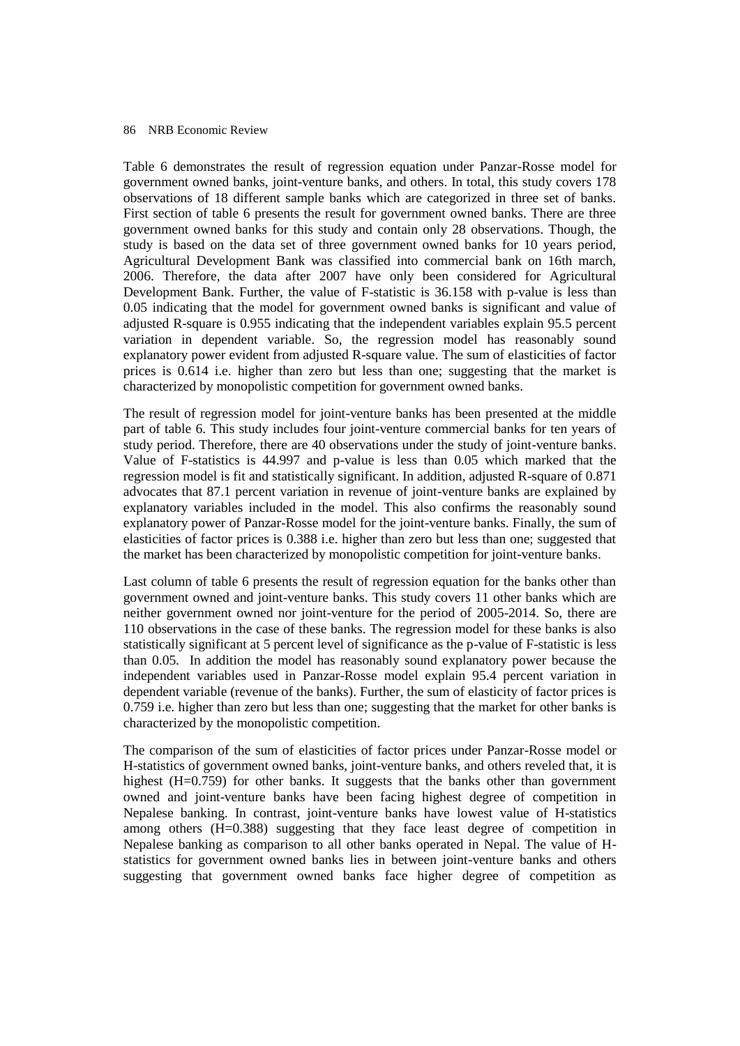Table 6 demonstrates the result of regression equation under Panzar-Rosse model for government owned banks, joint-venture banks, and others. In total, this study covers 178 observations of 18 different sample banks which are categorized in three set of banks. First section of table 6 presents the result for government owned banks. There are three government owned banks for this study and contain only 28 observations. Though, the study is based on the data set of three government owned banks for 10 years period, Agricultural Development Bank was classified into commercial bank on 16th march, 2006. Therefore, the data after 2007 have only been considered for Agricultural Development Bank. Further, the value of F-statistic is 36.158 with p-value is less than 0.05 indicating that the model for government owned banks is significant and value of adjusted R-square is 0.955 indicating that the independent variables explain 95.5 percent variation in dependent variable. So, the regression model has reasonably sound explanatory power evident from adjusted R-square value. The sum of elasticities of factor prices is 0.614 i.e. higher than zero but less than one; suggesting that the market is characterized by monopolistic competition for government owned banks.

The result of regression model for joint-venture banks has been presented at the middle part of table 6. This study includes four joint-venture commercial banks for ten years of study period. Therefore, there are 40 observations under the study of joint-venture banks. Value of F-statistics is 44.997 and p-value is less than 0.05 which marked that the regression model is fit and statistically significant. In addition, adjusted R-square of 0.871 advocates that 87.1 percent variation in revenue of joint-venture banks are explained by explanatory variables included in the model. This also confirms the reasonably sound explanatory power of Panzar-Rosse model for the joint-venture banks. Finally, the sum of elasticities of factor prices is 0.388 i.e. higher than zero but less than one; suggested that the market has been characterized by monopolistic competition for joint-venture banks.

Last column of table 6 presents the result of regression equation for the banks other than government owned and joint-venture banks. This study covers 11 other banks which are neither government owned nor joint-venture for the period of 2005-2014. So, there are 110 observations in the case of these banks. The regression model for these banks is also statistically significant at 5 percent level of significance as the p-value of F-statistic is less than 0.05. In addition the model has reasonably sound explanatory power because the independent variables used in Panzar-Rosse model explain 95.4 percent variation in dependent variable (revenue of the banks). Further, the sum of elasticity of factor prices is 0.759 i.e. higher than zero but less than one; suggesting that the market for other banks is characterized by the monopolistic competition.

The comparison of the sum of elasticities of factor prices under Panzar-Rosse model or H-statistics of government owned banks, joint-venture banks, and others reveled that, it is highest (H=0.759) for other banks. It suggests that the banks other than government owned and joint-venture banks have been facing highest degree of competition in Nepalese banking. In contrast, joint-venture banks have lowest value of H-statistics among others (H=0.388) suggesting that they face least degree of competition in Nepalese banking as comparison to all other banks operated in Nepal. The value of H-statistics for government owned banks lies in between joint-venture banks and others suggesting that government owned banks face higher degree of competition as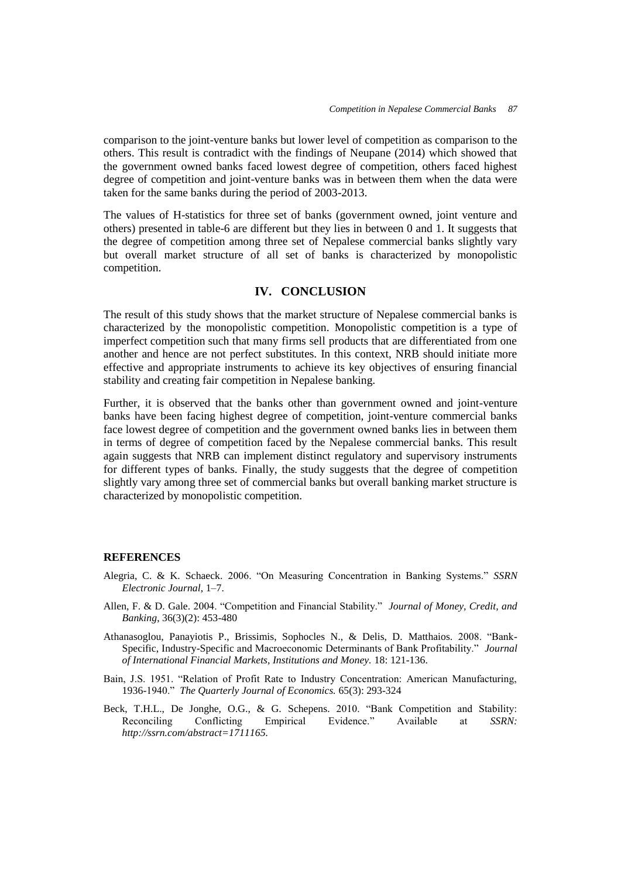comparison to the joint-venture banks but lower level of competition as comparison to the others. This result is contradict with the findings of Neupane (2014) which showed that the government owned banks faced lowest degree of competition, others faced highest degree of competition and joint-venture banks was in between them when the data were taken for the same banks during the period of 2003-2013.

The values of H-statistics for three set of banks (government owned, joint venture and others) presented in table-6 are different but they lies in between 0 and 1. It suggests that the degree of competition among three set of Nepalese commercial banks slightly vary but overall market structure of all set of banks is characterized by monopolistic competition.

## IV. CONCLUSION

The result of this study shows that the market structure of Nepalese commercial banks is characterized by the monopolistic competition. Monopolistic competition is a type of imperfect competition such that many firms sell products that are differentiated from one another and hence are not perfect substitutes. In this context, NRB should initiate more effective and appropriate instruments to achieve its key objectives of ensuring financial stability and creating fair competition in Nepalese banking.

Further, it is observed that the banks other than government owned and joint-venture banks have been facing highest degree of competition, joint-venture commercial banks face lowest degree of competition and the government owned banks lies in between them in terms of degree of competition faced by the Nepalese commercial banks. This result again suggests that NRB can implement distinct regulatory and supervisory instruments for different types of banks. Finally, the study suggests that the degree of competition slightly vary among three set of commercial banks but overall banking market structure is characterized by monopolistic competition.

**REFERENCES**

Alegria, C. & K. Schaeck. 2006. "On Measuring Concentration in Banking Systems." *SSRN Electronic Journal*, 1–7.

Allen, F. & D. Gale. 2004. "Competition and Financial Stability." *Journal of Money, Credit, and Banking*, 36(3)(2): 453-480

Athanasoglou, Panayiotis P., Brissimis, Sophocles N., & Delis, D. Matthaios. 2008. "Bank-Specific, Industry-Specific and Macroeconomic Determinants of Bank Profitability." *Journal of International Financial Markets, Institutions and Money.* 18: 121-136.

Bain, J.S. 1951. "Relation of Profit Rate to Industry Concentration: American Manufacturing, 1936-1940." *The Quarterly Journal of Economics.* 65(3): 293-324

Beck, T.H.L., De Jonghe, O.G., & G. Schepens. 2010. "Bank Competition and Stability: Reconciling Conflicting Empirical Evidence." Available at *SSRN: http://ssrn.com/abstract=1711165.*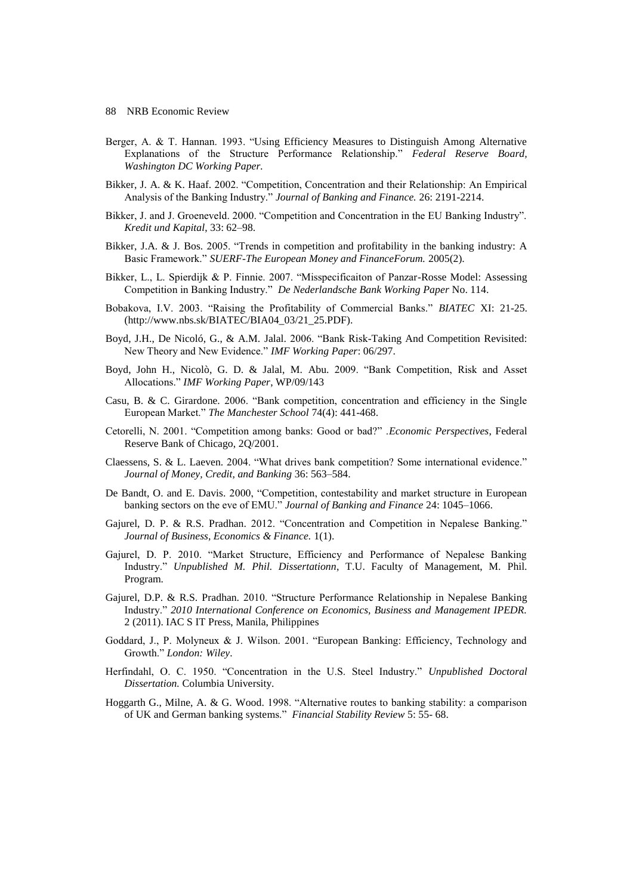Berger, A. & T. Hannan. 1993. "Using Efficiency Measures to Distinguish Among Alternative Explanations of the Structure Performance Relationship." *Federal Reserve Board, Washington DC Working Paper.*

Bikker, J. A. & K. Haaf. 2002. "Competition, Concentration and their Relationship: An Empirical Analysis of the Banking Industry." *Journal of Banking and Finance.* 26: 2191-2214.

Bikker, J. and J. Groeneveld. 2000. "Competition and Concentration in the EU Banking Industry". *Kredit und Kapital*, 33: 62–98.

Bikker, J.A. & J. Bos. 2005. "Trends in competition and profitability in the banking industry: A Basic Framework." *SUERF-The European Money and FinanceForum.* 2005(2).

Bikker, L., L. Spierdijk & P. Finnie. 2007. "Misspecificaiton of Panzar-Rosse Model: Assessing Competition in Banking Industry." *De Nederlandsche Bank Working Paper* No. 114.

Bobakova, I.V. 2003. "Raising the Profitability of Commercial Banks." *BIATEC* XI: 21-25. (http://www.nbs.sk/BIATEC/BIA04_03/21_25.PDF).

Boyd, J.H., De Nicoló, G., & A.M. Jalal. 2006. "Bank Risk-Taking And Competition Revisited: New Theory and New Evidence." *IMF Working Paper*: 06/297.

Boyd, John H., Nicolò, G. D. & Jalal, M. Abu. 2009. "Bank Competition, Risk and Asset Allocations." *IMF Working Paper*, WP/09/143

Casu, B. & C. Girardone. 2006. "Bank competition, concentration and efficiency in the Single European Market." *The Manchester School* 74(4): 441-468.

Cetorelli, N. 2001. "Competition among banks: Good or bad?" .*Economic Perspectives*, Federal Reserve Bank of Chicago, 2Q/2001.

Claessens, S. & L. Laeven. 2004. "What drives bank competition? Some international evidence." *Journal of Money, Credit, and Banking* 36: 563–584.

De Bandt, O. and E. Davis. 2000, "Competition, contestability and market structure in European banking sectors on the eve of EMU." *Journal of Banking and Finance* 24: 1045–1066.

Gajurel, D. P. & R.S. Pradhan. 2012. "Concentration and Competition in Nepalese Banking." *Journal of Business, Economics & Finance.* 1(1).

Gajurel, D. P. 2010. "Market Structure, Efficiency and Performance of Nepalese Banking Industry." *Unpublished M. Phil. Dissertationn*, T.U. Faculty of Management, M. Phil. Program.

Gajurel, D.P. & R.S. Pradhan. 2010. "Structure Performance Relationship in Nepalese Banking Industry." *2010 International Conference on Economics, Business and Management IPEDR.* 2 (2011). IAC S IT Press, Manila, Philippines

Goddard, J., P. Molyneux & J. Wilson. 2001. "European Banking: Efficiency, Technology and Growth." *London: Wiley*.

Herfindahl, O. C. 1950. "Concentration in the U.S. Steel Industry." *Unpublished Doctoral Dissertation.* Columbia University.

Hoggarth G., Milne, A. & G. Wood. 1998. "Alternative routes to banking stability: a comparison of UK and German banking systems." *Financial Stability Review* 5: 55- 68.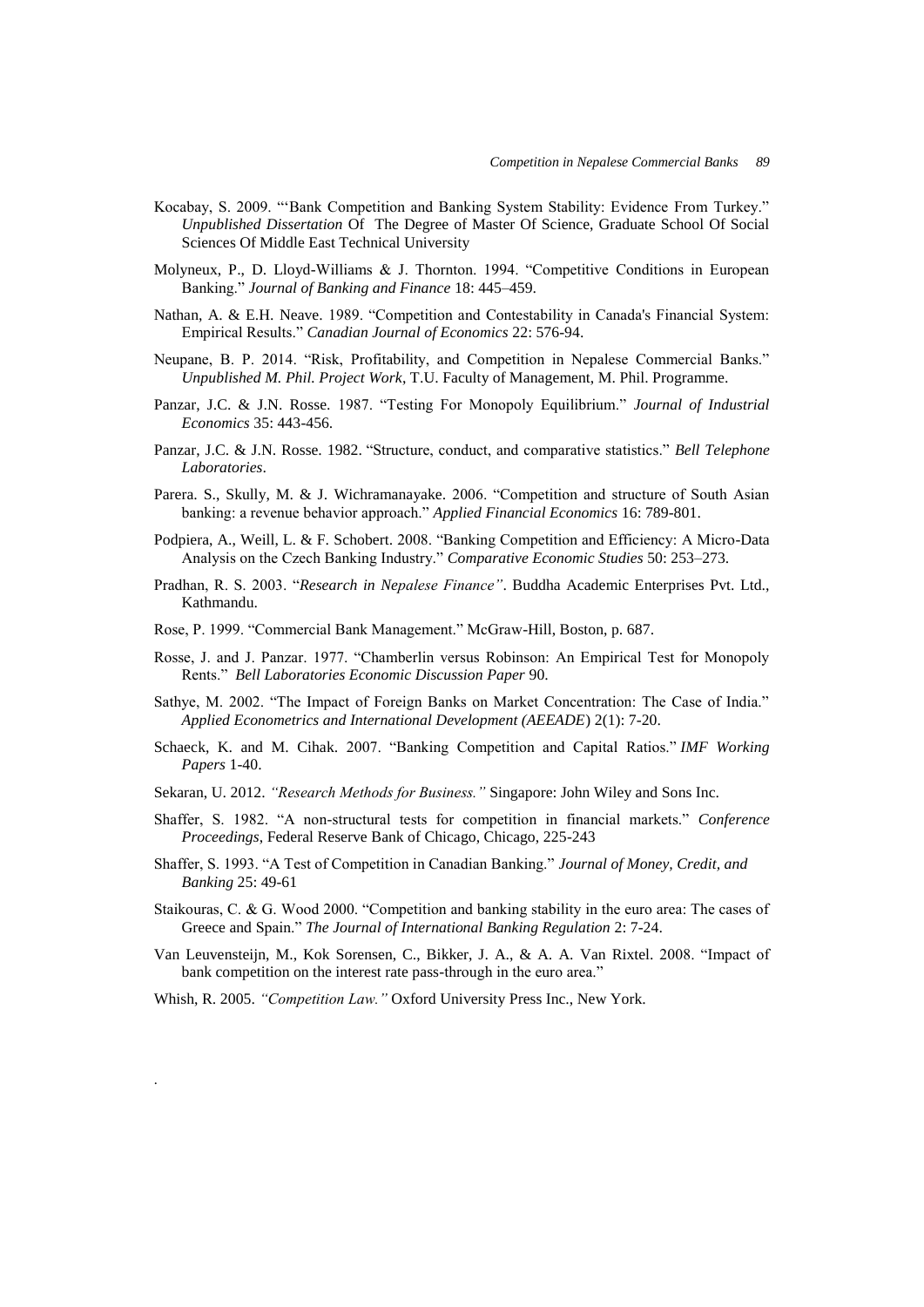Kocabay, S. 2009. "'Bank Competition and Banking System Stability: Evidence From Turkey." *Unpublished Dissertation* Of The Degree of Master Of Science, Graduate School Of Social Sciences Of Middle East Technical University

Molyneux, P., D. Lloyd-Williams & J. Thornton. 1994. "Competitive Conditions in European Banking." *Journal of Banking and Finance* 18: 445–459.

Nathan, A. & E.H. Neave. 1989. "Competition and Contestability in Canada's Financial System: Empirical Results." *Canadian Journal of Economics* 22: 576-94.

Neupane, B. P. 2014. "Risk, Profitability, and Competition in Nepalese Commercial Banks." *Unpublished M. Phil. Project Work*, T.U. Faculty of Management, M. Phil. Programme.

Panzar, J.C. & J.N. Rosse. 1987. "Testing For Monopoly Equilibrium." *Journal of Industrial Economics* 35: 443-456.

Panzar, J.C. & J.N. Rosse. 1982. "Structure, conduct, and comparative statistics." *Bell Telephone Laboratories*.

Parera. S., Skully, M. & J. Wichramanayake. 2006. "Competition and structure of South Asian banking: a revenue behavior approach." *Applied Financial Economics* 16: 789-801.

Podpiera, A., Weill, L. & F. Schobert. 2008. "Banking Competition and Efficiency: A Micro-Data Analysis on the Czech Banking Industry." *Comparative Economic Studies* 50: 253–273.

Pradhan, R. S. 2003. "*Research in Nepalese Finance"*. Buddha Academic Enterprises Pvt. Ltd., Kathmandu.

Rose, P. 1999. "Commercial Bank Management." McGraw-Hill, Boston, p. 687.

Rosse, J. and J. Panzar. 1977. "Chamberlin versus Robinson: An Empirical Test for Monopoly Rents." *Bell Laboratories Economic Discussion Paper* 90.

Sathye, M. 2002. "The Impact of Foreign Banks on Market Concentration: The Case of India." *Applied Econometrics and International Development (AEEADE*) 2(1): 7-20.

Schaeck, K. and M. Cihak. 2007. "Banking Competition and Capital Ratios." *IMF Working Papers* 1-40.

Sekaran, U. 2012. *"Research Methods for Business."* Singapore: John Wiley and Sons Inc.

Shaffer, S. 1982. "A non-structural tests for competition in financial markets." *Conference Proceedings*, Federal Reserve Bank of Chicago, Chicago, 225-243

Shaffer, S. 1993. "A Test of Competition in Canadian Banking." *Journal of Money, Credit, and Banking* 25: 49-61

Staikouras, C. & G. Wood 2000. "Competition and banking stability in the euro area: The cases of Greece and Spain." *The Journal of International Banking Regulation* 2: 7-24.

Van Leuvensteijn, M., Kok Sorensen, C., Bikker, J. A., & A. A. Van Rixtel. 2008. "Impact of bank competition on the interest rate pass-through in the euro area."

Whish, R. 2005. *"Competition Law."* Oxford University Press Inc., New York.